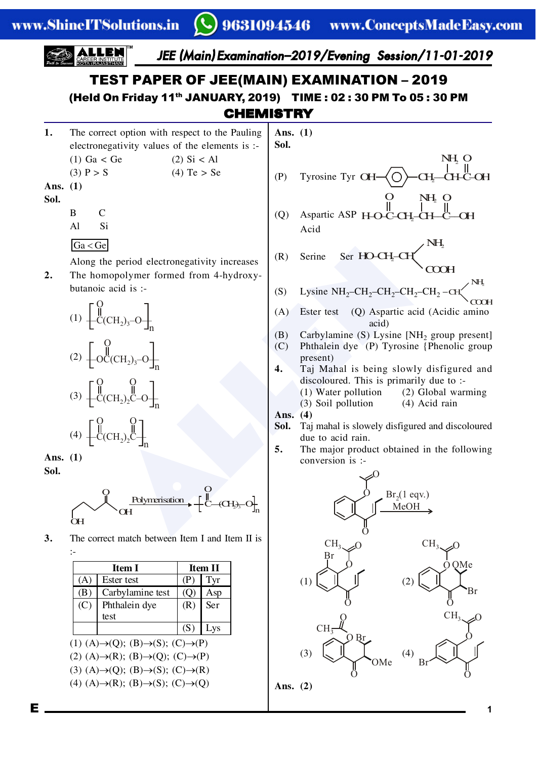# TEST PAPER OF JEE(MAIN) EXAMINATION – 2019

**(Held On Friday 11th JANUARY, 2019) TIME : 02 : 30 PM To 05 : 30 PM**

## CHEMISTRY

**1.** The correct option with respect to the Pauling electronegativity values of the elements is :-

(1) Ga < Ge (2) Si < Al

(3) P > S (4) Te > Se

**Ans.** **(1)**

**Sol.**

B C

Al Si

Ga < Ge

Along the period electronegativity increases

**2.** The homopolymer formed from 4-hydroxy-butanoic acid is :-

(1) $\left[ \overset{O}{\overset{||}{C}}(CH_2)_3-O \right]_n$

(2) $\left[ O\overset{O}{\overset{||}{C}}(CH_2)_3-O \right]_n$

(3) $\left[ \overset{O}{\overset{||}{C}}(CH_2)_2\overset{O}{\overset{||}{C}}-O \right]_n$

(4) $\left[ \overset{O}{\overset{||}{C}}(CH_2)_2\overset{O}{\overset{||}{C}} \right]_n$

**Ans.** **(1)**

**Sol.**

$HO-CH_2CH_2CH_2-\overset{O}{\overset{||}{C}}-OH \xrightarrow{\text{Polymerisation}} \left[ \overset{O}{\overset{||}{C}}-(CH_2)_3-O \right]_n$

**3.** The correct match between Item I and Item II is :-

| | Item I | | Item II |
|---|---|---|---|
| (A) | Ester test | (P) | Tyr |
| (B) | Carbylamine test | (Q) | Asp |
| (C) | Phthalein dye test | (R) | Ser |
| | | (S) | Lys |

(1) (A)→(Q); (B)→(S); (C)→(P)

(2) (A)→(R); (B)→(Q); (C)→(P)

(3) (A)→(Q); (B)→(S); (C)→(R)

(4) (A)→(R); (B)→(S); (C)→(Q)

**Ans.** **(1)**

**Sol.**

(P) Tyrosine Tyr $HO-C_6H_4-CH_2-\overset{NH_2}{\overset{|}{CH}}-\overset{O}{\overset{||}{C}}-OH$

(Q) Aspartic Acid ASP $H-O-\overset{O}{\overset{||}{C}}-CH_2-\overset{NH_2}{\overset{|}{CH}}-\overset{O}{\overset{||}{C}}-OH$

(R) Serine Ser $HO-CH_2-CH(NH_2)(COOH)$

(S) Lysine $NH_2-CH_2-CH_2-CH_2-CH_2-CH(NH_2)(COOH)$

(A) Ester test (Q) Aspartic acid (Acidic amino acid)

(B) Carbylamine (S) Lysine [$NH_2$ group present]

(C) Phthalein dye (P) Tyrosine {Phenolic group present)

**4.** Taj Mahal is being slowly disfigured and discoloured. This is primarily due to :-

(1) Water pollution (2) Global warming

(3) Soil pollution (4) Acid rain

**Ans.** **(4)**

**Sol.** Taj mahal is slowely disfigured and discoloured due to acid rain.

**5.** The major product obtained in the following conversion is :-

[Reaction: aryl acetate ketone with vinyl group; $Br_2$(1 eqv.), MeOH →]

(1) [Structure: Br on aromatic ring, $CH_3COO$, ketone with vinyl group]

(2) [Structure: $CH_3COO$ on ring, side chain with OMe and Br]

(3) [Structure: $CH_3COO$, Br and OMe on side chain]

(4) [Structure: Br on aromatic ring, $CH_3COO$, ketone with vinyl group]

**Ans.** **(2)**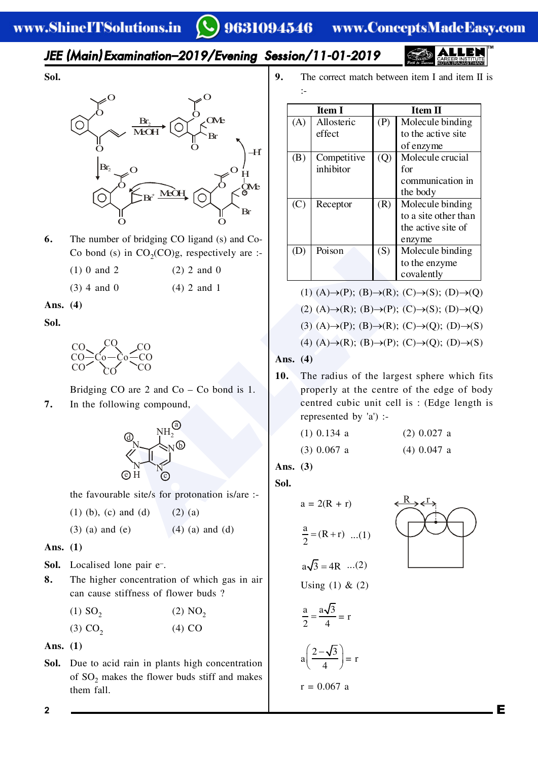**Sol.**

**6.** The number of bridging CO ligand (s) and Co-Co bond (s) in $Co_2(CO)_8$, respectively are :-

(1) 0 and 2 (2) 2 and 0

(3) 4 and 0 (4) 2 and 1

**Ans. (4)**

**Sol.**

Bridging CO are 2 and Co – Co bond is 1.

**7.** In the following compound,

the favourable site/s for protonation is/are :-

(1) (b), (c) and (d) (2) (a)

(3) (a) and (e) (4) (a) and (d)

**Ans. (1)**

**Sol.** Localised lone pair $e^-$.

**8.** The higher concentration of which gas in air can cause stiffness of flower buds ?

(1) $SO_2$ (2) $NO_2$

(3) $CO_2$ (4) CO

**Ans. (1)**

**Sol.** Due to acid rain in plants high concentration of $SO_2$ makes the flower buds stiff and makes them fall.

**9.** The correct match between item I and item II is :-

| | Item I | | Item II |
|---|---|---|---|
| (A) | Allosteric effect | (P) | Molecule binding to the active site of enzyme |
| (B) | Competitive inhibitor | (Q) | Molecule crucial for communication in the body |
| (C) | Receptor | (R) | Molecule binding to a site other than the active site of enzyme |
| (D) | Poison | (S) | Molecule binding to the enzyme covalently |

(1) (A)→(P); (B)→(R); (C)→(S); (D)→(Q)

(2) (A)→(R); (B)→(P); (C)→(S); (D)→(Q)

(3) (A)→(P); (B)→(R); (C)→(Q); (D)→(S)

(4) (A)→(R); (B)→(P); (C)→(Q); (D)→(S)

**Ans. (4)**

**10.** The radius of the largest sphere which fits properly at the centre of the edge of body centred cubic unit cell is : (Edge length is represented by 'a') :-

(1) 0.134 a (2) 0.027 a

(3) 0.067 a (4) 0.047 a

**Ans. (3)**

**Sol.**

$a = 2(R + r)$

$\frac{a}{2} = (R + r)$ ...(1)

$a\sqrt{3} = 4R$ ...(2)

Using (1) & (2)

$\frac{a}{2} - \frac{a\sqrt{3}}{4} = r$

$a\left(\frac{2-\sqrt{3}}{4}\right) = r$

$r = 0.067$ a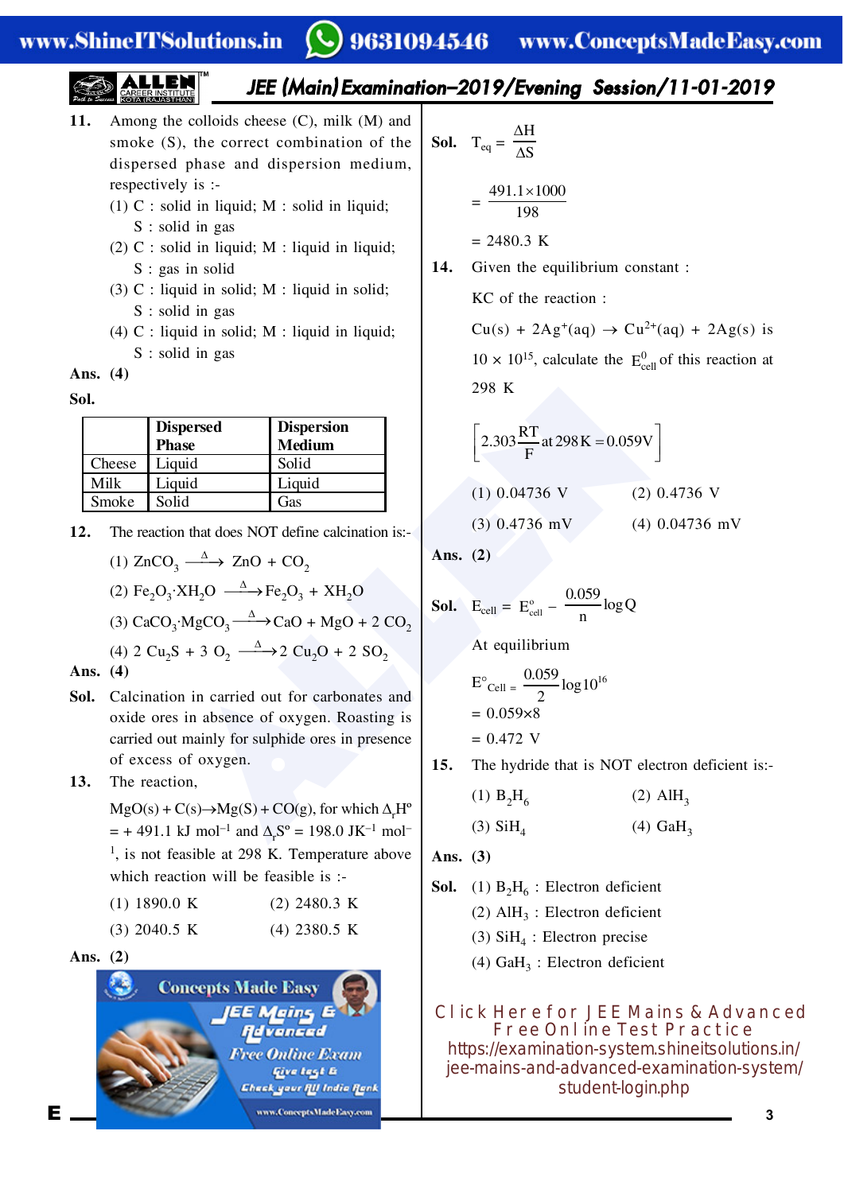**11.** Among the colloids cheese (C), milk (M) and smoke (S), the correct combination of the dispersed phase and dispersion medium, respectively is :-

(1) C : solid in liquid; M : solid in liquid; S : solid in gas

(2) C : solid in liquid; M : liquid in liquid; S : gas in solid

(3) C : liquid in solid; M : liquid in solid; S : solid in gas

(4) C : liquid in solid; M : liquid in liquid; S : solid in gas

**Ans. (4)**

**Sol.**

| | Dispersed Phase | Dispersion Medium |
|---|---|---|
| Cheese | Liquid | Solid |
| Milk | Liquid | Liquid |
| Smoke | Solid | Gas |

**12.** The reaction that does NOT define calcination is:-

(1) $ZnCO_3 \xrightarrow{\Delta} ZnO + CO_2$

(2) $Fe_2O_3{\cdot}XH_2O \xrightarrow{\Delta} Fe_2O_3 + XH_2O$

(3) $CaCO_3{\cdot}MgCO_3 \xrightarrow{\Delta} CaO + MgO + 2\,CO_2$

(4) $2\,Cu_2S + 3\,O_2 \xrightarrow{\Delta} 2\,Cu_2O + 2\,SO_2$

**Ans. (4)**

**Sol.** Calcination in carried out for carbonates and oxide ores in absence of oxygen. Roasting is carried out mainly for sulphide ores in presence of excess of oxygen.

**13.** The reaction,

$MgO(s) + C(s) \rightarrow Mg(S) + CO(g)$, for which $\Delta_rH^o = +\,491.1$ kJ mol$^{-1}$ and $\Delta_rS^o = 198.0$ JK$^{-1}$ mol$^{-1}$, is not feasible at 298 K. Temperature above which reaction will be feasible is :-

(1) 1890.0 K (2) 2480.3 K

(3) 2040.5 K (4) 2380.5 K

**Ans. (2)**

**Sol.** $T_{eq} = \dfrac{\Delta H}{\Delta S}$

$= \dfrac{491.1 \times 1000}{198}$

$= 2480.3$ K

**14.** Given the equilibrium constant :

KC of the reaction :

$Cu(s) + 2Ag^+(aq) \rightarrow Cu^{2+}(aq) + 2Ag(s)$ is $10 \times 10^{15}$, calculate the $E^0_{cell}$ of this reaction at 298 K

$$\left[2.303\frac{RT}{F} \text{ at } 298\,K = 0.059V\right]$$

(1) 0.04736 V (2) 0.4736 V

(3) 0.4736 mV (4) 0.04736 mV

**Ans. (2)**

**Sol.** $E_{cell} = E^o_{cell} - \dfrac{0.059}{n}\log Q$

At equilibrium

$E^\circ_{Cell} = \dfrac{0.059}{2}\log 10^{16}$

$= 0.059 \times 8$

$= 0.472$ V

**15.** The hydride that is NOT electron deficient is:-

(1) $B_2H_6$ (2) $AlH_3$

(3) $SiH_4$ (4) $GaH_3$

**Ans. (3)**

**Sol.** (1) $B_2H_6$ : Electron deficient

(2) $AlH_3$ : Electron deficient

(3) $SiH_4$ : Electron precise

(4) $GaH_3$ : Electron deficient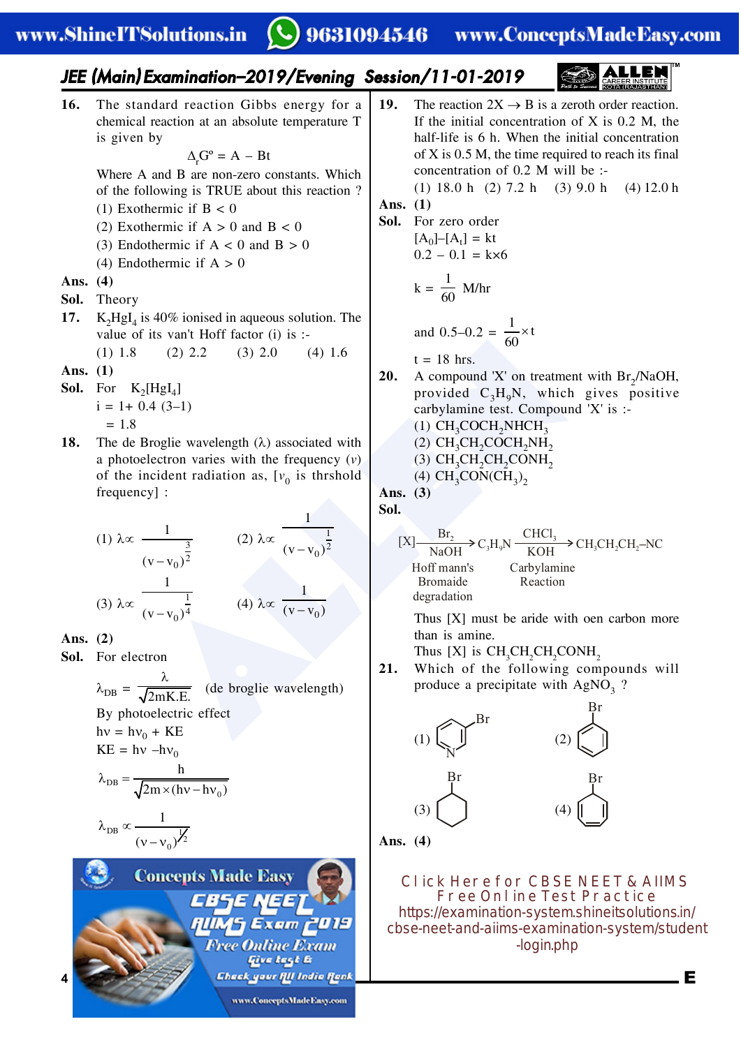## JEE (Main) Examination–2019/Evening Session/11-01-2019

**16.** The standard reaction Gibbs energy for a chemical reaction at an absolute temperature T is given by

$$\Delta_r G^o = A - Bt$$

Where A and B are non-zero constants. Which of the following is TRUE about this reaction ?

(1) Exothermic if B < 0

(2) Exothermic if A > 0 and B < 0

(3) Endothermic if A < 0 and B > 0

(4) Endothermic if A > 0

**Ans.** (4)

**Sol.** Theory

**17.** $K_2HgI_4$ is 40% ionised in aqueous solution. The value of its van't Hoff factor (i) is :-

(1) 1.8 (2) 2.2 (3) 2.0 (4) 1.6

**Ans.** (1)

**Sol.** For $K_2[HgI_4]$

$i = 1 + 0.4\,(3-1)$

$= 1.8$

**18.** The de Broglie wavelength (λ) associated with a photoelectron varies with the frequency (ν) of the incident radiation as, [$\nu_0$ is thrshold frequency] :

(1) $\lambda \propto \dfrac{1}{(\nu-\nu_0)^{\frac{3}{2}}}$ (2) $\lambda \propto \dfrac{1}{(\nu-\nu_0)^{\frac{1}{2}}}$

(3) $\lambda \propto \dfrac{1}{(\nu-\nu_0)^{\frac{1}{4}}}$ (4) $\lambda \propto \dfrac{1}{(\nu-\nu_0)}$

**Ans.** (2)

**Sol.** For electron

$$\lambda_{DB} = \frac{\lambda}{\sqrt{2mK.E.}} \quad \text{(de broglie wavelength)}$$

By photoelectric effect

$h\nu = h\nu_0 + KE$

$KE = h\nu - h\nu_0$

$$\lambda_{DB} = \frac{h}{\sqrt{2m \times (h\nu - h\nu_0)}}$$

$$\lambda_{DB} \propto \frac{1}{(\nu-\nu_0)^{1/2}}$$

**19.** The reaction $2X \rightarrow B$ is a zeroth order reaction. If the initial concentration of X is 0.2 M, the half-life is 6 h. When the initial concentration of X is 0.5 M, the time required to reach its final concentration of 0.2 M will be :-

(1) 18.0 h (2) 7.2 h (3) 9.0 h (4) 12.0 h

**Ans.** (1)

**Sol.** For zero order

$[A_0] - [A_t] = kt$

$0.2 - 0.1 = k \times 6$

$$k = \frac{1}{60} \text{ M/hr}$$

$$\text{and } 0.5 - 0.2 = \frac{1}{60} \times t$$

$t = 18$ hrs.

**20.** A compound 'X' on treatment with $Br_2$/NaOH, provided $C_3H_9N$, which gives positive carbylamine test. Compound 'X' is :-

(1) $CH_3COCH_2NHCH_3$

(2) $CH_3CH_2COCH_2NH_2$

(3) $CH_3CH_2CH_2CONH_2$

(4) $CH_3CON(CH_3)_2$

**Ans.** (3)

**Sol.**

$$[X] \xrightarrow[\text{NaOH}]{Br_2} C_3H_9N \xrightarrow[\text{KOH}]{CHCl_3} CH_3CH_2CH_2-NC$$

Hoff mann's Bromaide degradation; Carbylamine Reaction

Thus [X] must be aride with oen carbon more than is amine.

Thus [X] is $CH_3CH_2CH_2CONH_2$

**21.** Which of the following compounds will produce a precipitate with $AgNO_3$ ?

(1) 3-Bromopyridine (2) Bromobenzene (3) Bromocyclohexane (4) Bromocyclopentadiene

**Ans.** (4)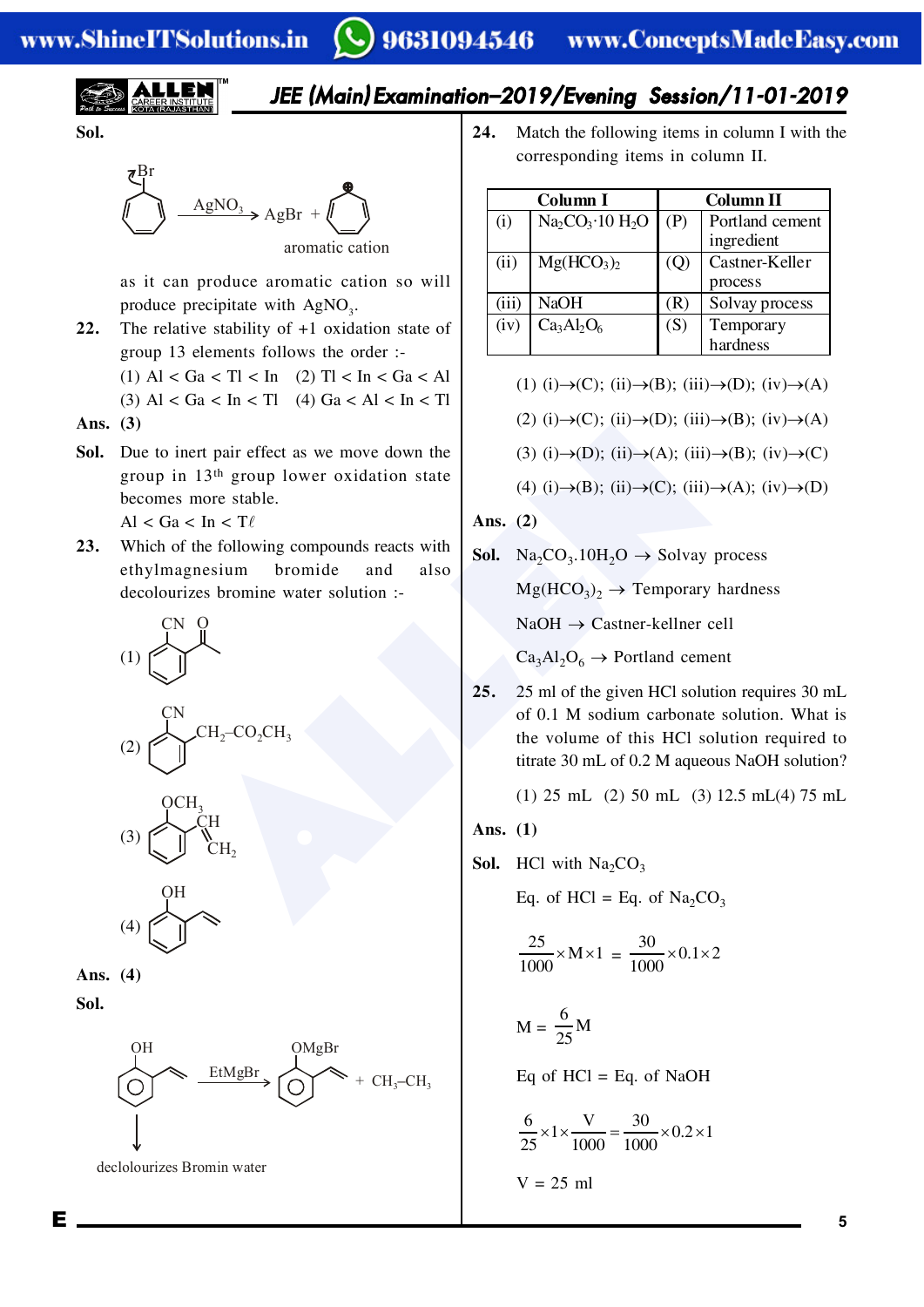**Sol.**

(Bromo-cycloheptatriene) $\xrightarrow{AgNO_3}$ AgBr + (tropylium cation, $\oplus$)

aromatic cation

as it can produce aromatic cation so will produce precipitate with $AgNO_3$.

**22.** The relative stability of +1 oxidation state of group 13 elements follows the order :-

(1) Al < Ga < Tl < In (2) Tl < In < Ga < Al

(3) Al < Ga < In < Tl (4) Ga < Al < In < Tl

**Ans. (3)**

**Sol.** Due to inert pair effect as we move down the group in 13th group lower oxidation state becomes more stable.

Al < Ga < In < Tℓ

**23.** Which of the following compounds reacts with ethylmagnesium bromide and also decolourizes bromine water solution :-

(1) Benzene ring with CN and $-C(=O)CH_3$ substituents

(2) Benzene ring with CN and $CH_2-CO_2CH_3$ substituents

(3) Benzene ring with $OCH_3$ and $CH=CH_2$ substituents

(4) Benzene ring with OH and $CH=CH_2$ substituents

**Ans. (4)**

**Sol.**

(o-vinylphenol, OH) $\xrightarrow{EtMgBr}$ (OMgBr derivative) + $CH_3-CH_3$

↓

declolourizes Bromin water

**24.** Match the following items in column I with the corresponding items in column II.

| | Column I | | Column II |
|---|---|---|---|
| (i) | $Na_2CO_3\cdot10\ H_2O$ | (P) | Portland cement ingredient |
| (ii) | $Mg(HCO_3)_2$ | (Q) | Castner-Keller process |
| (iii) | NaOH | (R) | Solvay process |
| (iv) | $Ca_3Al_2O_6$ | (S) | Temporary hardness |

(1) (i)→(C); (ii)→(B); (iii)→(D); (iv)→(A)

(2) (i)→(C); (ii)→(D); (iii)→(B); (iv)→(A)

(3) (i)→(D); (ii)→(A); (iii)→(B); (iv)→(C)

(4) (i)→(B); (ii)→(C); (iii)→(A); (iv)→(D)

**Ans. (2)**

**Sol.** $Na_2CO_3.10H_2O$ → Solvay process

$Mg(HCO_3)_2$ → Temporary hardness

NaOH → Castner-kellner cell

$Ca_3Al_2O_6$ → Portland cement

**25.** 25 ml of the given HCl solution requires 30 mL of 0.1 M sodium carbonate solution. What is the volume of this HCl solution required to titrate 30 mL of 0.2 M aqueous NaOH solution?

(1) 25 mL (2) 50 mL (3) 12.5 mL (4) 75 mL

**Ans. (1)**

**Sol.** HCl with $Na_2CO_3$

Eq. of HCl = Eq. of $Na_2CO_3$

$$\frac{25}{1000}\times M\times1 = \frac{30}{1000}\times0.1\times2$$

$$M = \frac{6}{25}M$$

Eq of HCl = Eq. of NaOH

$$\frac{6}{25}\times1\times\frac{V}{1000}=\frac{30}{1000}\times0.2\times1$$

V = 25 ml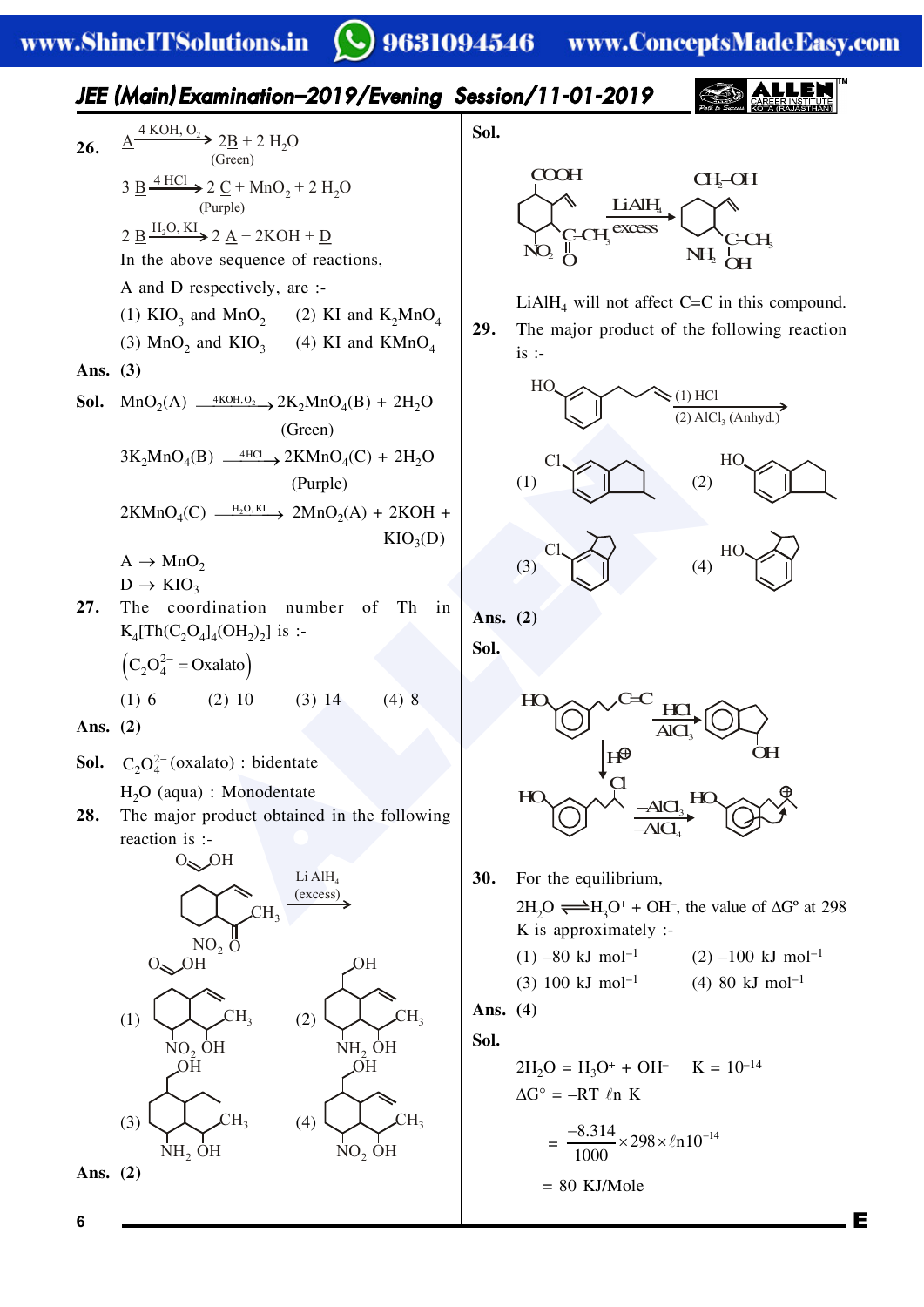**26.** $A \xrightarrow{4\,KOH,\,O_2} 2\underline{B} + 2\,H_2O$ (Green)

$3\,\underline{B} \xrightarrow{4\,HCl} 2\,\underline{C} + MnO_2 + 2\,H_2O$ (Purple)

$2\,\underline{B} \xrightarrow{H_2O,\,KI} 2\,\underline{A} + 2KOH + \underline{D}$

In the above sequence of reactions, $\underline{A}$ and $\underline{D}$ respectively, are :-

(1) $KIO_3$ and $MnO_2$ (2) KI and $K_2MnO_4$

(3) $MnO_2$ and $KIO_3$ (4) KI and $KMnO_4$

**Ans. (3)**

**Sol.** $MnO_2(A) \xrightarrow{4KOH,O_2} 2K_2MnO_4(B) + 2H_2O$ (Green)

$3K_2MnO_4(B) \xrightarrow{4HCl} 2KMnO_4(C) + 2H_2O$ (Purple)

$2KMnO_4(C) \xrightarrow{H_2O,\,KI} 2MnO_2(A) + 2KOH + KIO_3(D)$

$A \rightarrow MnO_2$

$D \rightarrow KIO_3$

**27.** The coordination number of Th in $K_4[Th(C_2O_4)_4(OH_2)_2]$ is :-

$\left(C_2O_4^{2-} = \text{Oxalato}\right)$

(1) 6 (2) 10 (3) 14 (4) 8

**Ans. (2)**

**Sol.** $C_2O_4^{2-}$ (oxalato) : bidentate

$H_2O$ (aqua) : Monodentate

**28.** The major product obtained in the following reaction is :-

(Reactant: cyclohexane ring bearing COOH, NO$_2$, a vinyl group and a C(=O)CH$_3$ group) $\xrightarrow{LiAlH_4\ (excess)}$

(1) COOH, NO$_2$, vinyl, CH(OH)CH$_3$

(2) CH$_2$OH, NH$_2$, vinyl, CH(OH)CH$_3$

(3) CH$_2$OH, NH$_2$, CH(OH)CH$_3$ (no double bond)

(4) CH$_2$OH, NO$_2$, CH(OH)CH$_3$ (no double bond)

**Ans. (2)**

**Sol.**

(COOH, NO$_2$, vinyl, C(=O)–CH$_3$ compound) $\xrightarrow[excess]{LiAlH_4}$ (CH$_2$–OH, NH$_2$, vinyl, CH(OH)–CH$_3$ compound)

$LiAlH_4$ will not affect C=C in this compound.

**29.** The major product of the following reaction is :-

HO–C$_6$H$_4$–CH$_2$–CH$_2$–CH=CH$_2$ $\xrightarrow[(2)\ AlCl_3\ (Anhyd.)]{(1)\ HCl}$

(1) Cl-substituted indane bearing methyl

(2) HO-substituted indane bearing methyl

(3) Cl-substituted indane (methyl on five-membered ring)

(4) HO-substituted indane (methyl on five-membered ring)

**Ans. (2)**

**Sol.**

HO–C$_6$H$_4$–CH$_2$–CH$_2$–C=C $\xrightarrow{H^{\oplus}}$ HO–C$_6$H$_4$–CH$_2$–CH$_2$–CH(Cl)–CH$_3$ $\xrightarrow[-AlCl_4^-]{AlCl_3}$ HO–C$_6$H$_4$–CH$_2$–CH$_2$–$\overset{\oplus}{C}$H–CH$_3$ → OH-substituted methyl indane

(Overall: $\xrightarrow{HCl,\ AlCl_3}$ OH-substituted methyl indane)

**30.** For the equilibrium,

$2H_2O \rightleftharpoons H_3O^+ + OH^-$, the value of $\Delta G^\circ$ at 298 K is approximately :-

(1) $-80$ kJ $mol^{-1}$ (2) $-100$ kJ $mol^{-1}$

(3) 100 kJ $mol^{-1}$ (4) 80 kJ $mol^{-1}$

**Ans. (4)**

**Sol.**

$2H_2O = H_3O^+ + OH^-$ $\quad K = 10^{-14}$

$\Delta G^\circ = -RT\ \ell n\ K$

$$= \frac{-8.314}{1000} \times 298 \times \ell n 10^{-14}$$

$= 80$ KJ/Mole